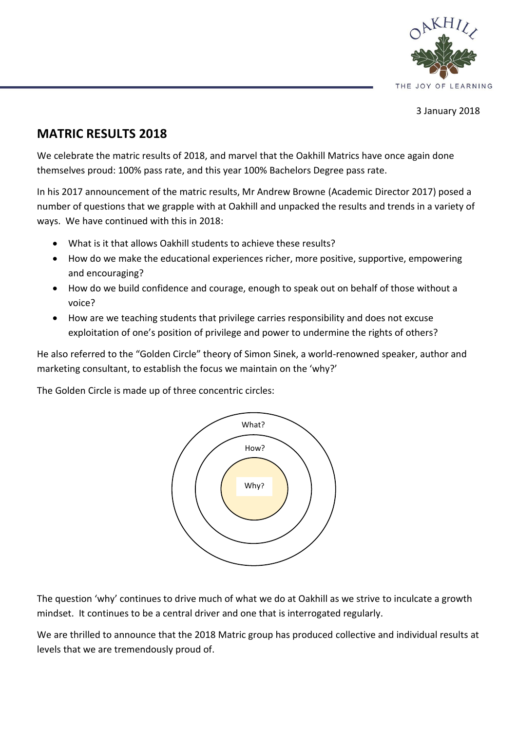3 January 2018

## MATRIC RESULTS 2018

We celebrate the matric results of 2018, and marvel that the Oakhill Matrics have once again done themselves proud: 100% pass rate, and this year 100% Bachelors Degree pass rate.

In his 2017 announcement of the matric results, Mr Andrew Browne (Academic Director 2017) posed a number of questions that we grapple with at Oakhill and unpacked the results and trends in a variety of ways. We have continued with this in 2018:

- What is it that allows Oakhill students to achieve these results?
- How do we make the educational experiences richer, more positive, supportive, empowering and encouraging?
- How do we build confidence and courage, enough to speak out on behalf of those without a voice?
- How are we teaching students that privilege carries responsibility and does not excuse exploitation of one's position of privilege and power to undermine the rights of others?

He also referred to the "Golden Circle" theory of Simon Sinek, a world-renowned speaker, author and marketing consultant, to establish the focus we maintain on the 'why?'

The Golden Circle is made up of three concentric circles:

What?

How?

Why?

The question 'why' continues to drive much of what we do at Oakhill as we strive to inculcate a growth mindset. It continues to be a central driver and one that is interrogated regularly.

We are thrilled to announce that the 2018 Matric group has produced collective and individual results at levels that we are tremendously proud of.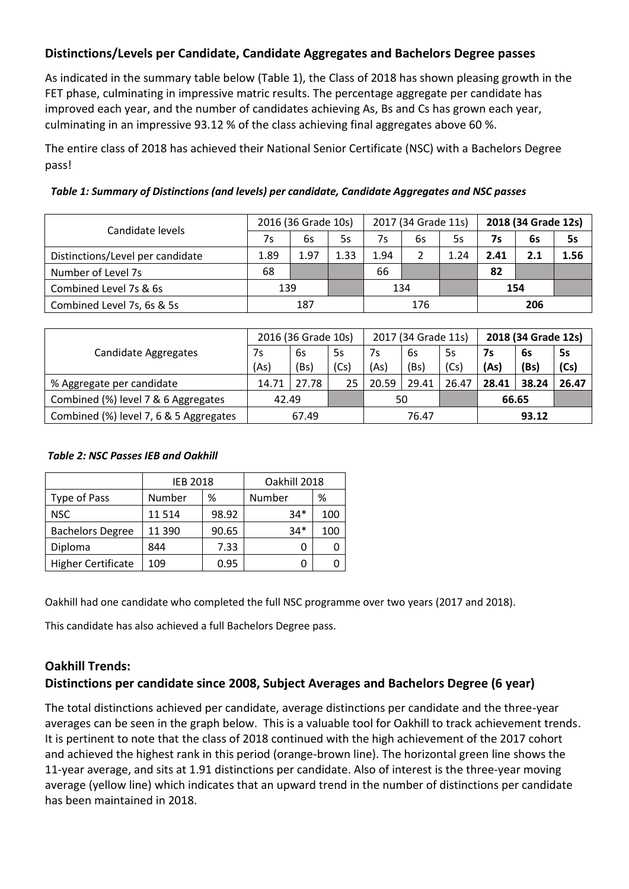## Distinctions/Levels per Candidate, Candidate Aggregates and Bachelors Degree passes

As indicated in the summary table below (Table 1), the Class of 2018 has shown pleasing growth in the FET phase, culminating in impressive matric results. The percentage aggregate per candidate has improved each year, and the number of candidates achieving As, Bs and Cs has grown each year, culminating in an impressive 93.12 % of the class achieving final aggregates above 60 %.

The entire class of 2018 has achieved their National Senior Certificate (NSC) with a Bachelors Degree pass!

***Table 1: Summary of Distinctions (and levels) per candidate, Candidate Aggregates and NSC passes***

| Candidate levels | 2016 (36 Grade 10s) | | | 2017 (34 Grade 11s) | | | **2018 (34 Grade 12s)** | | |
|---|---|---|---|---|---|---|---|---|---|
| | 7s | 6s | 5s | 7s | 6s | 5s | **7s** | **6s** | **5s** |
| Distinctions/Level per candidate | 1.89 | 1.97 | 1.33 | 1.94 | 2 | 1.24 | **2.41** | **2.1** | **1.56** |
| Number of Level 7s | 68 | | | 66 | | | **82** | | |
| Combined Level 7s & 6s | 139 | | | 134 | | | **154** | | |
| Combined Level 7s, 6s & 5s | 187 | | | 176 | | | **206** | | |

| Candidate Aggregates | 2016 (36 Grade 10s) | | | 2017 (34 Grade 11s) | | | **2018 (34 Grade 12s)** | | |
|---|---|---|---|---|---|---|---|---|---|
| | 7s (As) | 6s (Bs) | 5s (Cs) | 7s (As) | 6s (Bs) | 5s (Cs) | **7s (As)** | **6s (Bs)** | **5s (Cs)** |
| % Aggregate per candidate | 14.71 | 27.78 | 25 | 20.59 | 29.41 | 26.47 | **28.41** | **38.24** | **26.47** |
| Combined (%) level 7 & 6 Aggregates | 42.49 | | | 50 | | | **66.65** | | |
| Combined (%) level 7, 6 & 5 Aggregates | 67.49 | | | 76.47 | | | **93.12** | | |

***Table 2: NSC Passes IEB and Oakhill***

| | IEB 2018 | | Oakhill 2018 | |
|---|---|---|---|---|
| Type of Pass | Number | % | Number | % |
| NSC | 11 514 | 98.92 | 34* | 100 |
| Bachelors Degree | 11 390 | 90.65 | 34* | 100 |
| Diploma | 844 | 7.33 | 0 | 0 |
| Higher Certificate | 109 | 0.95 | 0 | 0 |

Oakhill had one candidate who completed the full NSC programme over two years (2017 and 2018).

This candidate has also achieved a full Bachelors Degree pass.

## Oakhill Trends:

## Distinctions per candidate since 2008, Subject Averages and Bachelors Degree (6 year)

The total distinctions achieved per candidate, average distinctions per candidate and the three-year averages can be seen in the graph below. This is a valuable tool for Oakhill to track achievement trends. It is pertinent to note that the class of 2018 continued with the high achievement of the 2017 cohort and achieved the highest rank in this period (orange-brown line). The horizontal green line shows the 11-year average, and sits at 1.91 distinctions per candidate. Also of interest is the three-year moving average (yellow line) which indicates that an upward trend in the number of distinctions per candidate has been maintained in 2018.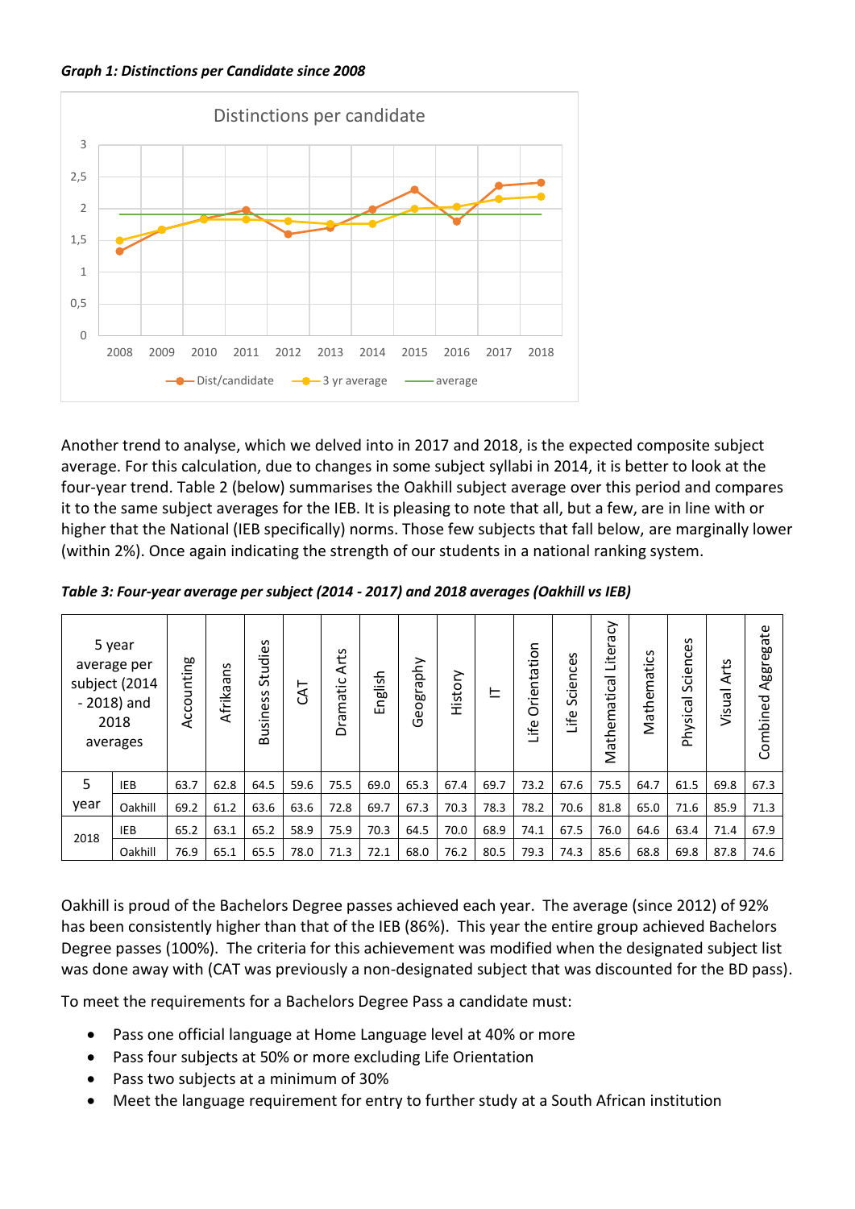***Graph 1: Distinctions per Candidate since 2008***

Another trend to analyse, which we delved into in 2017 and 2018, is the expected composite subject average. For this calculation, due to changes in some subject syllabi in 2014, it is better to look at the four-year trend. Table 2 (below) summarises the Oakhill subject average over this period and compares it to the same subject averages for the IEB. It is pleasing to note that all, but a few, are in line with or higher that the National (IEB specifically) norms. Those few subjects that fall below, are marginally lower (within 2%). Once again indicating the strength of our students in a national ranking system.

***Table 3: Four-year average per subject (2014 - 2017) and 2018 averages (Oakhill vs IEB)***

| 5 year average per subject (2014 - 2018) and 2018 averages | | Accounting | Afrikaans | Business Studies | CAT | Dramatic Arts | English | Geography | History | IT | Life Orientation | Life Sciences | Mathematical Literacy | Mathematics | Physical Sciences | Visual Arts | Combined Aggregate |
|---|---|---|---|---|---|---|---|---|---|---|---|---|---|---|---|---|---|
| 5 year | IEB | 63.7 | 62.8 | 64.5 | 59.6 | 75.5 | 69.0 | 65.3 | 67.4 | 69.7 | 73.2 | 67.6 | 75.5 | 64.7 | 61.5 | 69.8 | 67.3 |
| | Oakhill | 69.2 | 61.2 | 63.6 | 63.6 | 72.8 | 69.7 | 67.3 | 70.3 | 78.3 | 78.2 | 70.6 | 81.8 | 65.0 | 71.6 | 85.9 | 71.3 |
| 2018 | IEB | 65.2 | 63.1 | 65.2 | 58.9 | 75.9 | 70.3 | 64.5 | 70.0 | 68.9 | 74.1 | 67.5 | 76.0 | 64.6 | 63.4 | 71.4 | 67.9 |
| | Oakhill | 76.9 | 65.1 | 65.5 | 78.0 | 71.3 | 72.1 | 68.0 | 76.2 | 80.5 | 79.3 | 74.3 | 85.6 | 68.8 | 69.8 | 87.8 | 74.6 |

Oakhill is proud of the Bachelors Degree passes achieved each year. The average (since 2012) of 92% has been consistently higher than that of the IEB (86%). This year the entire group achieved Bachelors Degree passes (100%). The criteria for this achievement was modified when the designated subject list was done away with (CAT was previously a non-designated subject that was discounted for the BD pass).

To meet the requirements for a Bachelors Degree Pass a candidate must:

- Pass one official language at Home Language level at 40% or more
- Pass four subjects at 50% or more excluding Life Orientation
- Pass two subjects at a minimum of 30%
- Meet the language requirement for entry to further study at a South African institution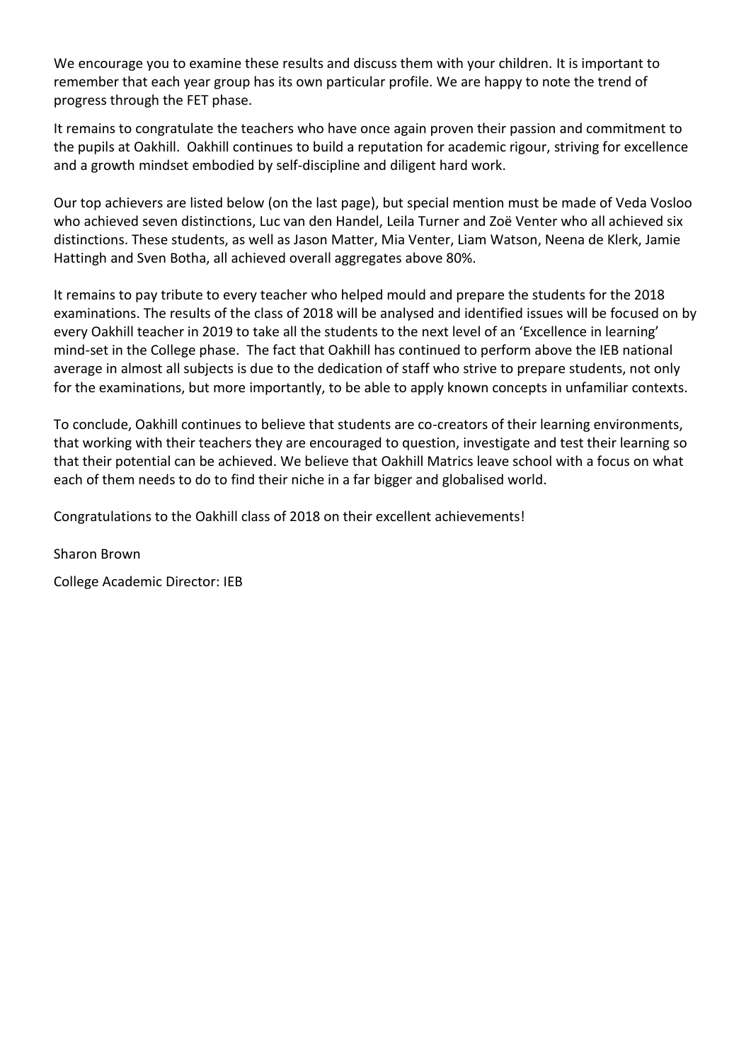We encourage you to examine these results and discuss them with your children. It is important to remember that each year group has its own particular profile. We are happy to note the trend of progress through the FET phase.

It remains to congratulate the teachers who have once again proven their passion and commitment to the pupils at Oakhill. Oakhill continues to build a reputation for academic rigour, striving for excellence and a growth mindset embodied by self-discipline and diligent hard work.

Our top achievers are listed below (on the last page), but special mention must be made of Veda Vosloo who achieved seven distinctions, Luc van den Handel, Leila Turner and Zoë Venter who all achieved six distinctions. These students, as well as Jason Matter, Mia Venter, Liam Watson, Neena de Klerk, Jamie Hattingh and Sven Botha, all achieved overall aggregates above 80%.

It remains to pay tribute to every teacher who helped mould and prepare the students for the 2018 examinations. The results of the class of 2018 will be analysed and identified issues will be focused on by every Oakhill teacher in 2019 to take all the students to the next level of an 'Excellence in learning' mind-set in the College phase. The fact that Oakhill has continued to perform above the IEB national average in almost all subjects is due to the dedication of staff who strive to prepare students, not only for the examinations, but more importantly, to be able to apply known concepts in unfamiliar contexts.

To conclude, Oakhill continues to believe that students are co-creators of their learning environments, that working with their teachers they are encouraged to question, investigate and test their learning so that their potential can be achieved. We believe that Oakhill Matrics leave school with a focus on what each of them needs to do to find their niche in a far bigger and globalised world.

Congratulations to the Oakhill class of 2018 on their excellent achievements!

Sharon Brown

College Academic Director: IEB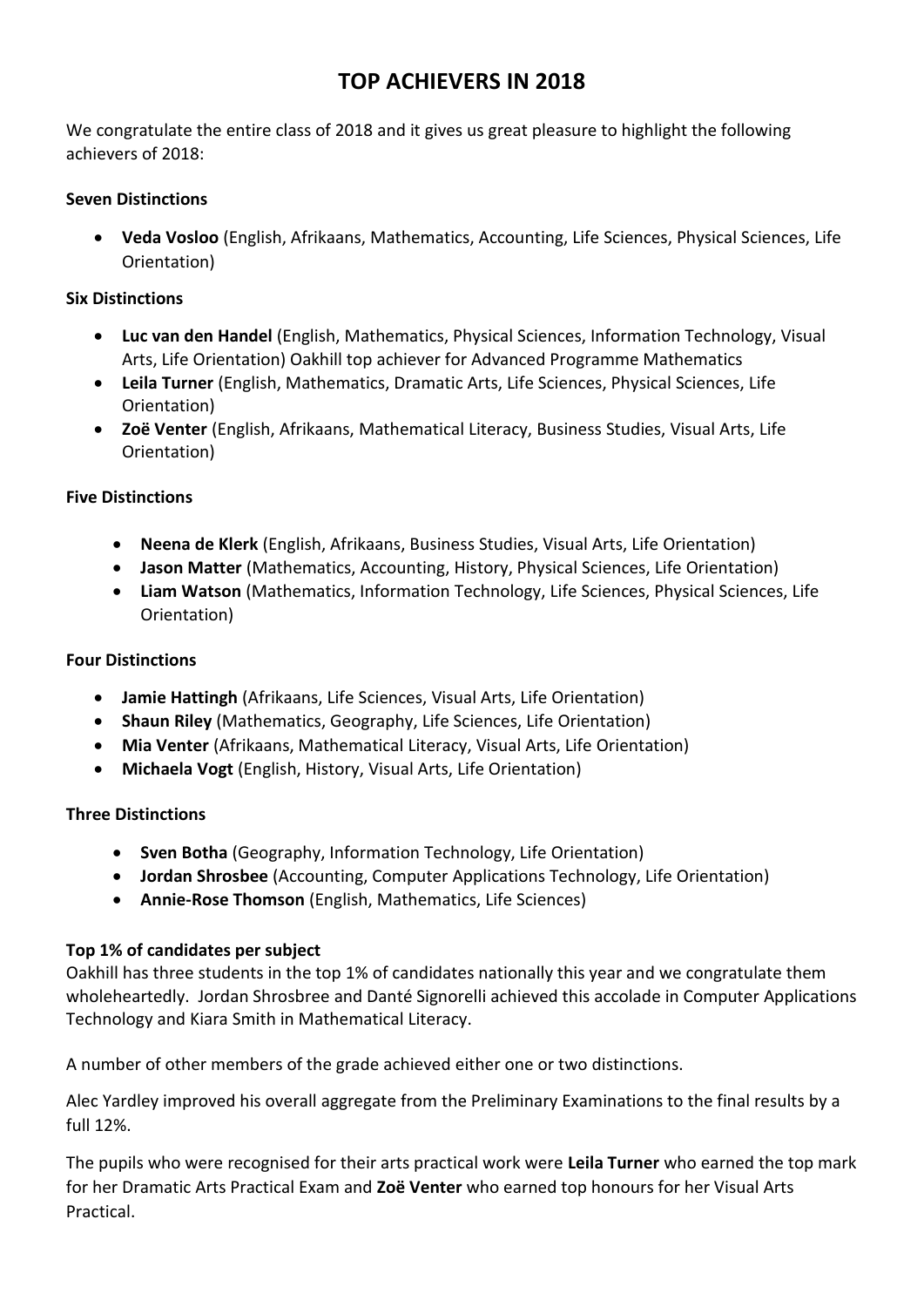# TOP ACHIEVERS IN 2018

We congratulate the entire class of 2018 and it gives us great pleasure to highlight the following achievers of 2018:

**Seven Distinctions**

- **Veda Vosloo** (English, Afrikaans, Mathematics, Accounting, Life Sciences, Physical Sciences, Life Orientation)

**Six Distinctions**

- **Luc van den Handel** (English, Mathematics, Physical Sciences, Information Technology, Visual Arts, Life Orientation) Oakhill top achiever for Advanced Programme Mathematics
- **Leila Turner** (English, Mathematics, Dramatic Arts, Life Sciences, Physical Sciences, Life Orientation)
- **Zoë Venter** (English, Afrikaans, Mathematical Literacy, Business Studies, Visual Arts, Life Orientation)

**Five Distinctions**

- **Neena de Klerk** (English, Afrikaans, Business Studies, Visual Arts, Life Orientation)
- **Jason Matter** (Mathematics, Accounting, History, Physical Sciences, Life Orientation)
- **Liam Watson** (Mathematics, Information Technology, Life Sciences, Physical Sciences, Life Orientation)

**Four Distinctions**

- **Jamie Hattingh** (Afrikaans, Life Sciences, Visual Arts, Life Orientation)
- **Shaun Riley** (Mathematics, Geography, Life Sciences, Life Orientation)
- **Mia Venter** (Afrikaans, Mathematical Literacy, Visual Arts, Life Orientation)
- **Michaela Vogt** (English, History, Visual Arts, Life Orientation)

**Three Distinctions**

- **Sven Botha** (Geography, Information Technology, Life Orientation)
- **Jordan Shrosbee** (Accounting, Computer Applications Technology, Life Orientation)
- **Annie-Rose Thomson** (English, Mathematics, Life Sciences)

**Top 1% of candidates per subject**

Oakhill has three students in the top 1% of candidates nationally this year and we congratulate them wholeheartedly. Jordan Shrosbree and Danté Signorelli achieved this accolade in Computer Applications Technology and Kiara Smith in Mathematical Literacy.

A number of other members of the grade achieved either one or two distinctions.

Alec Yardley improved his overall aggregate from the Preliminary Examinations to the final results by a full 12%.

The pupils who were recognised for their arts practical work were **Leila Turner** who earned the top mark for her Dramatic Arts Practical Exam and **Zoë Venter** who earned top honours for her Visual Arts Practical.